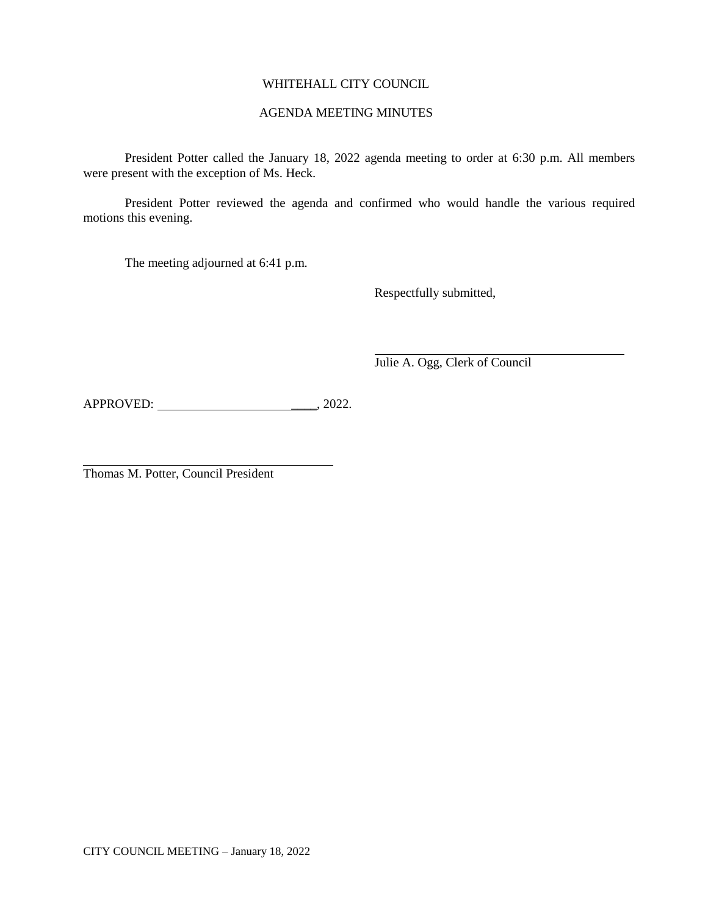# WHITEHALL CITY COUNCIL

## AGENDA MEETING MINUTES

President Potter called the January 18, 2022 agenda meeting to order at 6:30 p.m. All members were present with the exception of Ms. Heck.

President Potter reviewed the agenda and confirmed who would handle the various required motions this evening.

The meeting adjourned at 6:41 p.m.

Respectfully submitted,

\_\_\_\_\_\_\_\_\_\_\_\_\_\_\_\_\_\_\_\_\_\_\_\_\_\_\_\_\_\_\_\_\_\_\_\_\_\_

Julie A. Ogg, Clerk of Council

APPROVED: \_\_\_\_\_\_\_\_\_\_\_\_\_\_\_\_\_\_\_\_\_\_\_\_\_\_, 2022.

\_\_\_\_\_\_\_\_\_\_\_\_\_\_\_\_\_\_\_\_\_\_\_\_\_\_\_\_\_\_\_\_\_\_\_\_\_\_

Thomas M. Potter, Council President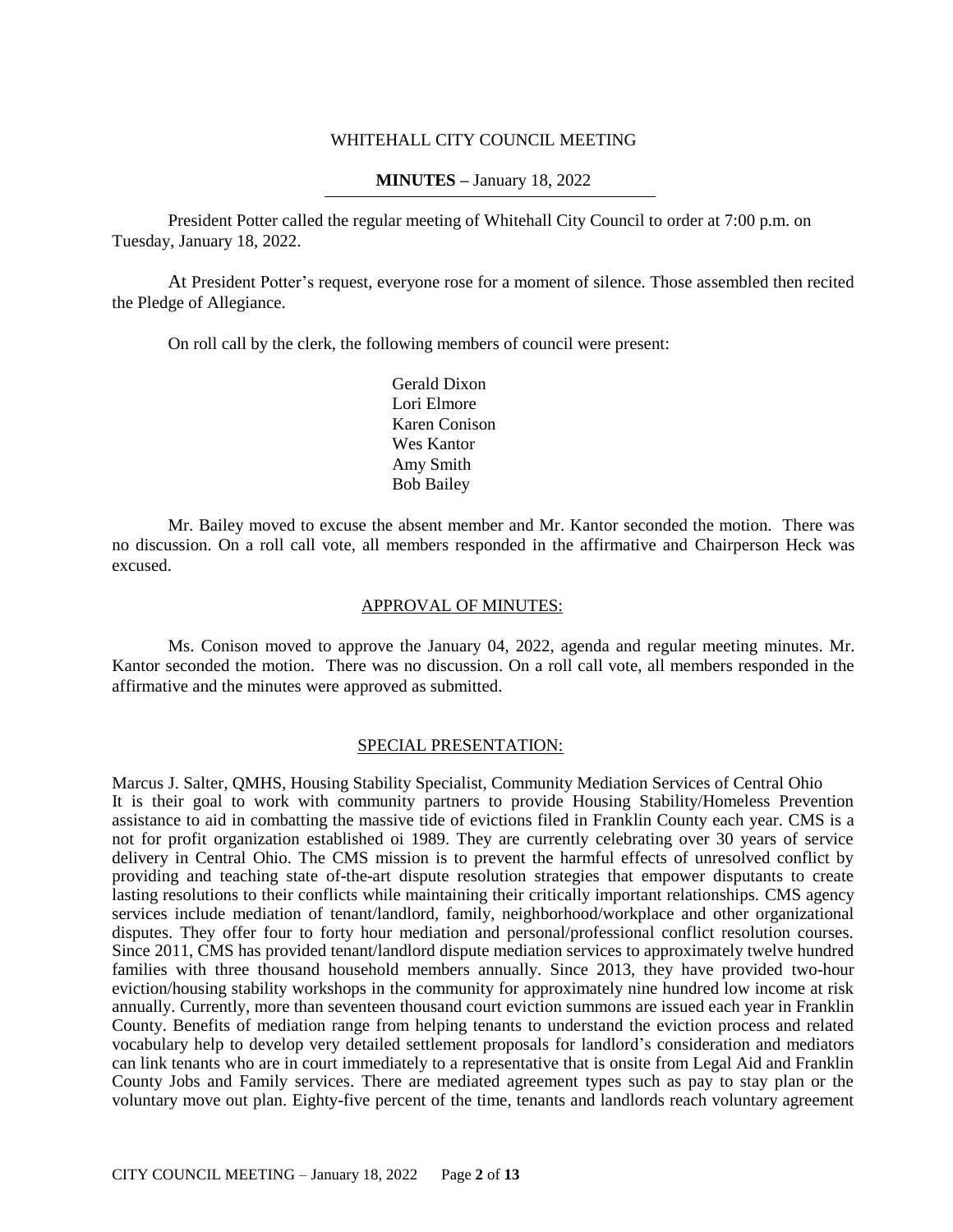WHITEHALL CITY COUNCIL MEETING

**MINUTES –** January 18, 2022

President Potter called the regular meeting of Whitehall City Council to order at 7:00 p.m. on Tuesday, January 18, 2022.

At President Potter's request, everyone rose for a moment of silence. Those assembled then recited the Pledge of Allegiance.

On roll call by the clerk, the following members of council were present:

Gerald Dixon
Lori Elmore
Karen Conison
Wes Kantor
Amy Smith
Bob Bailey

Mr. Bailey moved to excuse the absent member and Mr. Kantor seconded the motion. There was no discussion. On a roll call vote, all members responded in the affirmative and Chairperson Heck was excused.

## APPROVAL OF MINUTES:

Ms. Conison moved to approve the January 04, 2022, agenda and regular meeting minutes. Mr. Kantor seconded the motion. There was no discussion. On a roll call vote, all members responded in the affirmative and the minutes were approved as submitted.

## SPECIAL PRESENTATION:

Marcus J. Salter, QMHS, Housing Stability Specialist, Community Mediation Services of Central Ohio
It is their goal to work with community partners to provide Housing Stability/Homeless Prevention assistance to aid in combatting the massive tide of evictions filed in Franklin County each year. CMS is a not for profit organization established oi 1989. They are currently celebrating over 30 years of service delivery in Central Ohio. The CMS mission is to prevent the harmful effects of unresolved conflict by providing and teaching state of-the-art dispute resolution strategies that empower disputants to create lasting resolutions to their conflicts while maintaining their critically important relationships. CMS agency services include mediation of tenant/landlord, family, neighborhood/workplace and other organizational disputes. They offer four to forty hour mediation and personal/professional conflict resolution courses. Since 2011, CMS has provided tenant/landlord dispute mediation services to approximately twelve hundred families with three thousand household members annually. Since 2013, they have provided two-hour eviction/housing stability workshops in the community for approximately nine hundred low income at risk annually. Currently, more than seventeen thousand court eviction summons are issued each year in Franklin County. Benefits of mediation range from helping tenants to understand the eviction process and related vocabulary help to develop very detailed settlement proposals for landlord's consideration and mediators can link tenants who are in court immediately to a representative that is onsite from Legal Aid and Franklin County Jobs and Family services. There are mediated agreement types such as pay to stay plan or the voluntary move out plan. Eighty-five percent of the time, tenants and landlords reach voluntary agreement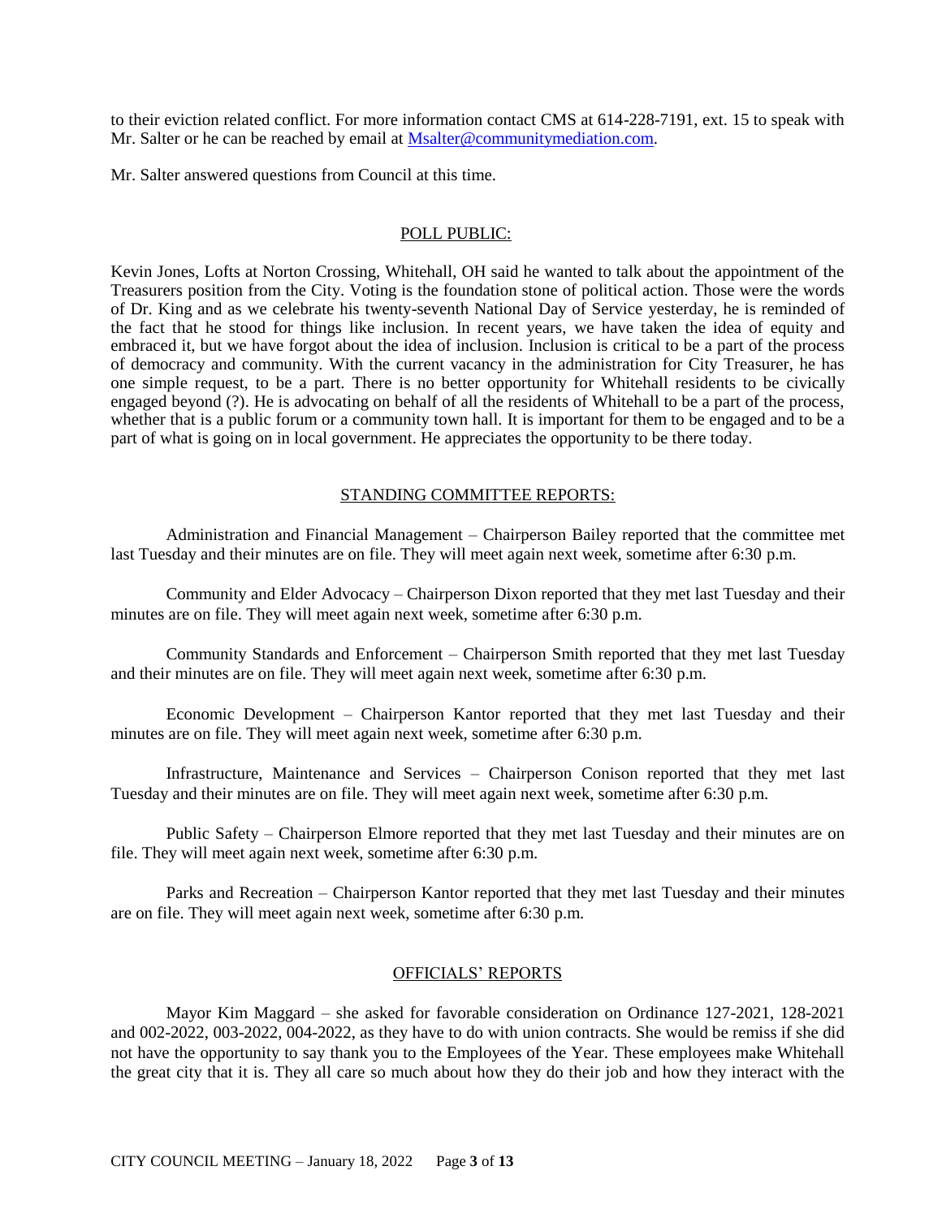to their eviction related conflict. For more information contact CMS at 614-228-7191, ext. 15 to speak with Mr. Salter or he can be reached by email at Msalter@communitymediation.com.

Mr. Salter answered questions from Council at this time.

## POLL PUBLIC:

Kevin Jones, Lofts at Norton Crossing, Whitehall, OH said he wanted to talk about the appointment of the Treasurers position from the City. Voting is the foundation stone of political action. Those were the words of Dr. King and as we celebrate his twenty-seventh National Day of Service yesterday, he is reminded of the fact that he stood for things like inclusion. In recent years, we have taken the idea of equity and embraced it, but we have forgot about the idea of inclusion. Inclusion is critical to be a part of the process of democracy and community. With the current vacancy in the administration for City Treasurer, he has one simple request, to be a part. There is no better opportunity for Whitehall residents to be civically engaged beyond (?). He is advocating on behalf of all the residents of Whitehall to be a part of the process, whether that is a public forum or a community town hall. It is important for them to be engaged and to be a part of what is going on in local government. He appreciates the opportunity to be there today.

## STANDING COMMITTEE REPORTS:

Administration and Financial Management – Chairperson Bailey reported that the committee met last Tuesday and their minutes are on file. They will meet again next week, sometime after 6:30 p.m.

Community and Elder Advocacy – Chairperson Dixon reported that they met last Tuesday and their minutes are on file. They will meet again next week, sometime after 6:30 p.m.

Community Standards and Enforcement – Chairperson Smith reported that they met last Tuesday and their minutes are on file. They will meet again next week, sometime after 6:30 p.m.

Economic Development – Chairperson Kantor reported that they met last Tuesday and their minutes are on file. They will meet again next week, sometime after 6:30 p.m.

Infrastructure, Maintenance and Services – Chairperson Conison reported that they met last Tuesday and their minutes are on file. They will meet again next week, sometime after 6:30 p.m.

Public Safety – Chairperson Elmore reported that they met last Tuesday and their minutes are on file. They will meet again next week, sometime after 6:30 p.m.

Parks and Recreation – Chairperson Kantor reported that they met last Tuesday and their minutes are on file. They will meet again next week, sometime after 6:30 p.m.

## OFFICIALS' REPORTS

Mayor Kim Maggard – she asked for favorable consideration on Ordinance 127-2021, 128-2021 and 002-2022, 003-2022, 004-2022, as they have to do with union contracts. She would be remiss if she did not have the opportunity to say thank you to the Employees of the Year. These employees make Whitehall the great city that it is. They all care so much about how they do their job and how they interact with the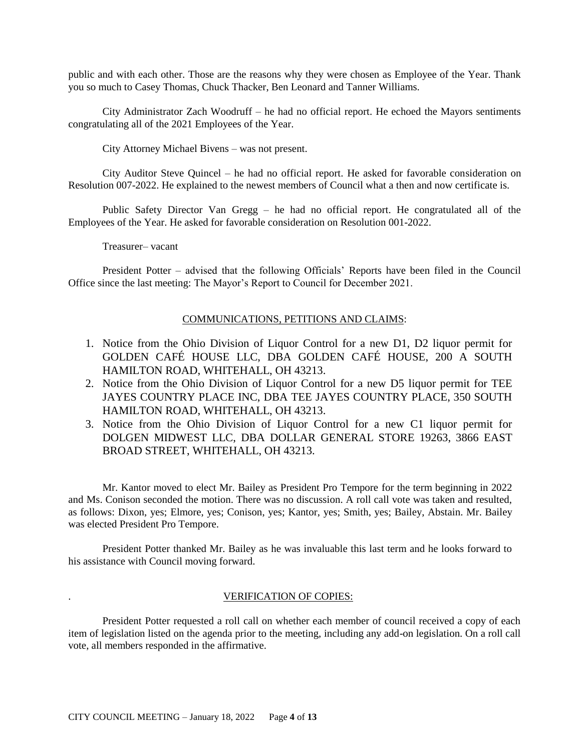public and with each other. Those are the reasons why they were chosen as Employee of the Year. Thank you so much to Casey Thomas, Chuck Thacker, Ben Leonard and Tanner Williams.

City Administrator Zach Woodruff – he had no official report. He echoed the Mayors sentiments congratulating all of the 2021 Employees of the Year.

City Attorney Michael Bivens – was not present.

City Auditor Steve Quincel – he had no official report. He asked for favorable consideration on Resolution 007-2022. He explained to the newest members of Council what a then and now certificate is.

Public Safety Director Van Gregg – he had no official report. He congratulated all of the Employees of the Year. He asked for favorable consideration on Resolution 001-2022.

Treasurer– vacant

President Potter – advised that the following Officials' Reports have been filed in the Council Office since the last meeting: The Mayor's Report to Council for December 2021.

## COMMUNICATIONS, PETITIONS AND CLAIMS:

1. Notice from the Ohio Division of Liquor Control for a new D1, D2 liquor permit for GOLDEN CAFÉ HOUSE LLC, DBA GOLDEN CAFÉ HOUSE, 200 A SOUTH HAMILTON ROAD, WHITEHALL, OH 43213.
2. Notice from the Ohio Division of Liquor Control for a new D5 liquor permit for TEE JAYES COUNTRY PLACE INC, DBA TEE JAYES COUNTRY PLACE, 350 SOUTH HAMILTON ROAD, WHITEHALL, OH 43213.
3. Notice from the Ohio Division of Liquor Control for a new C1 liquor permit for DOLGEN MIDWEST LLC, DBA DOLLAR GENERAL STORE 19263, 3866 EAST BROAD STREET, WHITEHALL, OH 43213.

Mr. Kantor moved to elect Mr. Bailey as President Pro Tempore for the term beginning in 2022 and Ms. Conison seconded the motion. There was no discussion. A roll call vote was taken and resulted, as follows: Dixon, yes; Elmore, yes; Conison, yes; Kantor, yes; Smith, yes; Bailey, Abstain. Mr. Bailey was elected President Pro Tempore.

President Potter thanked Mr. Bailey as he was invaluable this last term and he looks forward to his assistance with Council moving forward.

## VERIFICATION OF COPIES:

President Potter requested a roll call on whether each member of council received a copy of each item of legislation listed on the agenda prior to the meeting, including any add-on legislation. On a roll call vote, all members responded in the affirmative.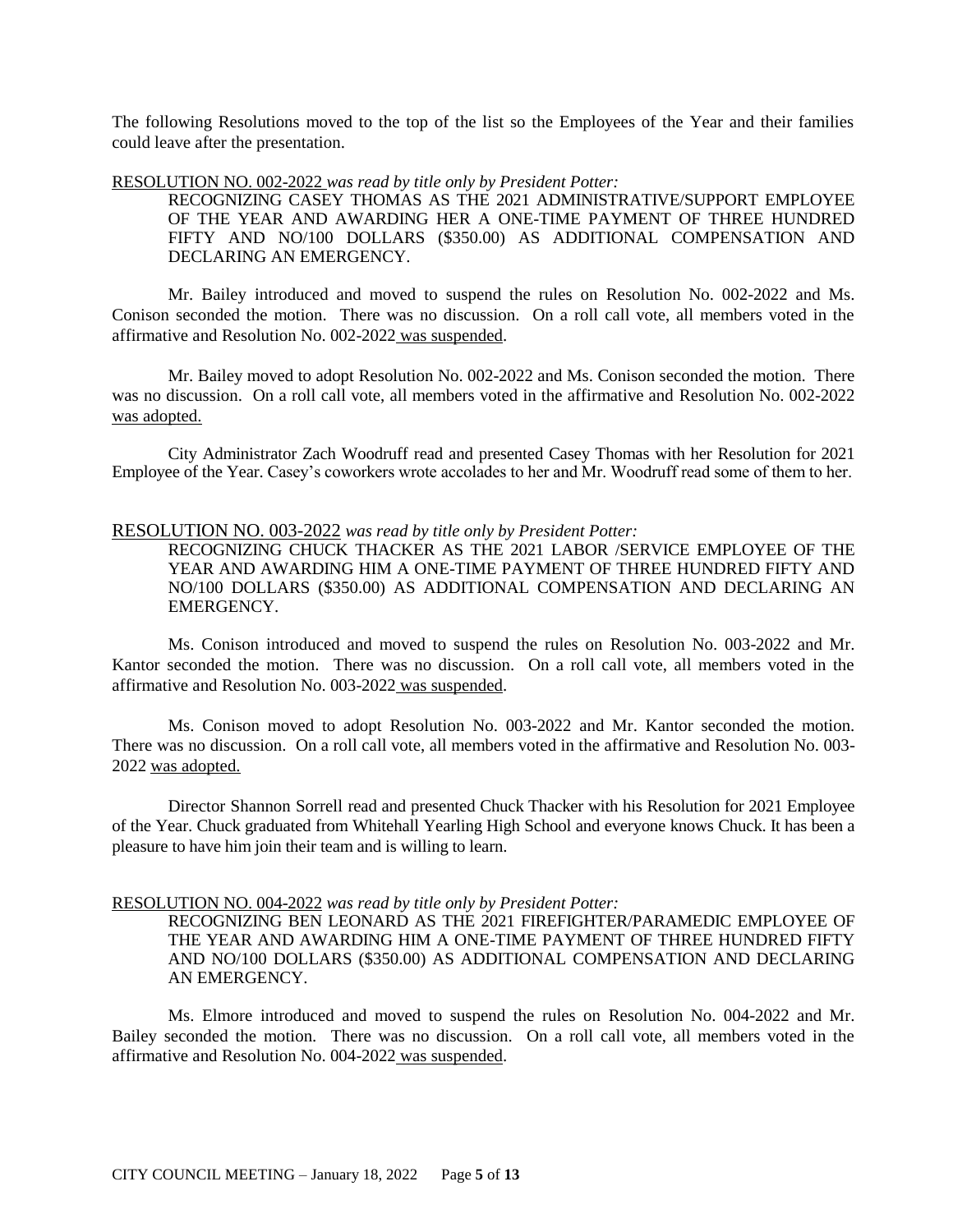The following Resolutions moved to the top of the list so the Employees of the Year and their families could leave after the presentation.

RESOLUTION NO. 002-2022 *was read by title only by President Potter:*

> RECOGNIZING CASEY THOMAS AS THE 2021 ADMINISTRATIVE/SUPPORT EMPLOYEE OF THE YEAR AND AWARDING HER A ONE-TIME PAYMENT OF THREE HUNDRED FIFTY AND NO/100 DOLLARS ($350.00) AS ADDITIONAL COMPENSATION AND DECLARING AN EMERGENCY.

Mr. Bailey introduced and moved to suspend the rules on Resolution No. 002-2022 and Ms. Conison seconded the motion. There was no discussion. On a roll call vote, all members voted in the affirmative and Resolution No. 002-2022 was suspended.

Mr. Bailey moved to adopt Resolution No. 002-2022 and Ms. Conison seconded the motion. There was no discussion. On a roll call vote, all members voted in the affirmative and Resolution No. 002-2022 was adopted.

City Administrator Zach Woodruff read and presented Casey Thomas with her Resolution for 2021 Employee of the Year. Casey's coworkers wrote accolades to her and Mr. Woodruff read some of them to her.

RESOLUTION NO. 003-2022 *was read by title only by President Potter:*

> RECOGNIZING CHUCK THACKER AS THE 2021 LABOR /SERVICE EMPLOYEE OF THE YEAR AND AWARDING HIM A ONE-TIME PAYMENT OF THREE HUNDRED FIFTY AND NO/100 DOLLARS ($350.00) AS ADDITIONAL COMPENSATION AND DECLARING AN EMERGENCY.

Ms. Conison introduced and moved to suspend the rules on Resolution No. 003-2022 and Mr. Kantor seconded the motion. There was no discussion. On a roll call vote, all members voted in the affirmative and Resolution No. 003-2022 was suspended.

Ms. Conison moved to adopt Resolution No. 003-2022 and Mr. Kantor seconded the motion. There was no discussion. On a roll call vote, all members voted in the affirmative and Resolution No. 003-2022 was adopted.

Director Shannon Sorrell read and presented Chuck Thacker with his Resolution for 2021 Employee of the Year. Chuck graduated from Whitehall Yearling High School and everyone knows Chuck. It has been a pleasure to have him join their team and is willing to learn.

RESOLUTION NO. 004-2022 *was read by title only by President Potter:*

> RECOGNIZING BEN LEONARD AS THE 2021 FIREFIGHTER/PARAMEDIC EMPLOYEE OF THE YEAR AND AWARDING HIM A ONE-TIME PAYMENT OF THREE HUNDRED FIFTY AND NO/100 DOLLARS ($350.00) AS ADDITIONAL COMPENSATION AND DECLARING AN EMERGENCY.

Ms. Elmore introduced and moved to suspend the rules on Resolution No. 004-2022 and Mr. Bailey seconded the motion. There was no discussion. On a roll call vote, all members voted in the affirmative and Resolution No. 004-2022 was suspended.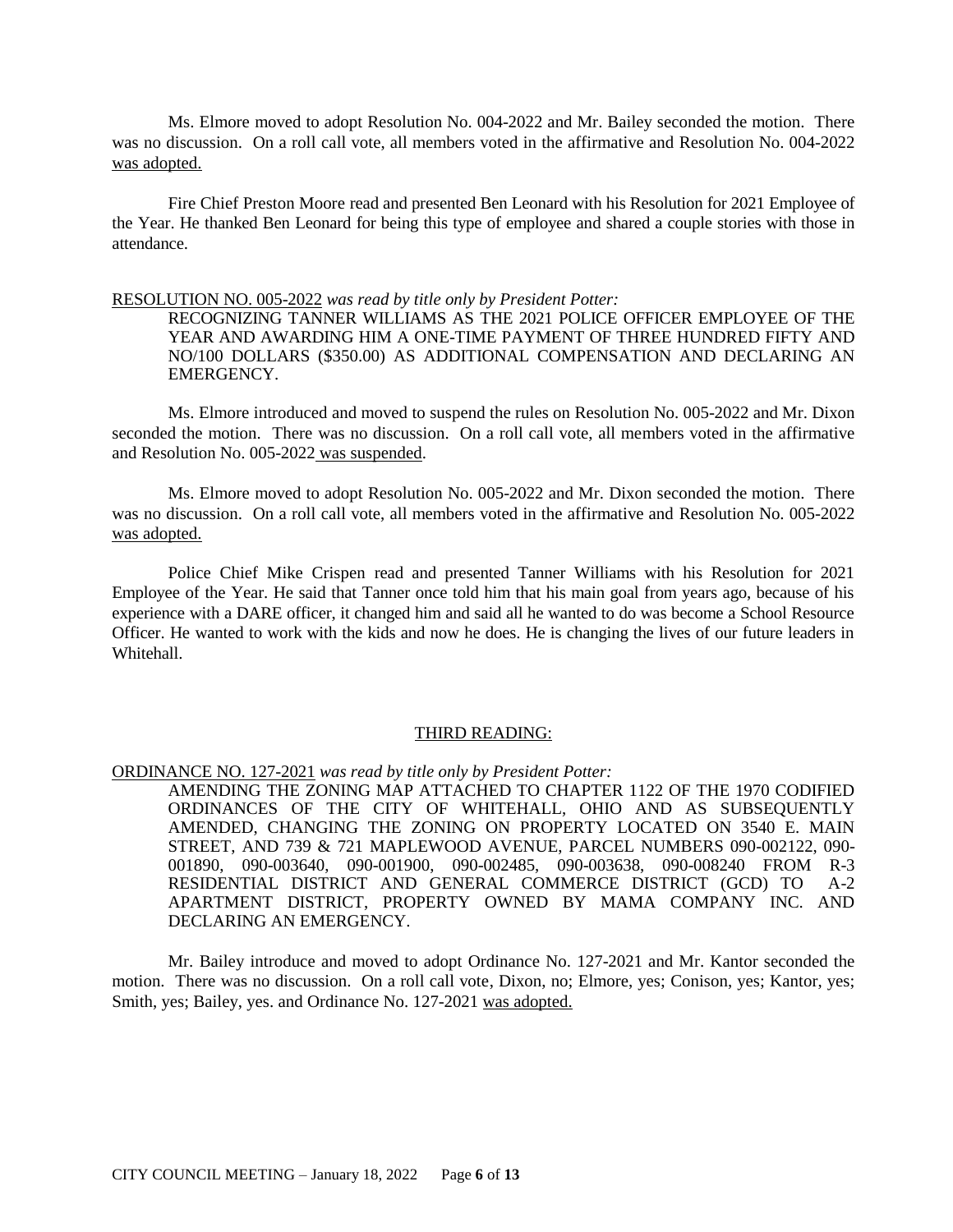Ms. Elmore moved to adopt Resolution No. 004-2022 and Mr. Bailey seconded the motion. There was no discussion. On a roll call vote, all members voted in the affirmative and Resolution No. 004-2022 was adopted.

Fire Chief Preston Moore read and presented Ben Leonard with his Resolution for 2021 Employee of the Year. He thanked Ben Leonard for being this type of employee and shared a couple stories with those in attendance.

RESOLUTION NO. 005-2022 *was read by title only by President Potter:*

RECOGNIZING TANNER WILLIAMS AS THE 2021 POLICE OFFICER EMPLOYEE OF THE YEAR AND AWARDING HIM A ONE-TIME PAYMENT OF THREE HUNDRED FIFTY AND NO/100 DOLLARS ($350.00) AS ADDITIONAL COMPENSATION AND DECLARING AN EMERGENCY.

Ms. Elmore introduced and moved to suspend the rules on Resolution No. 005-2022 and Mr. Dixon seconded the motion. There was no discussion. On a roll call vote, all members voted in the affirmative and Resolution No. 005-2022 was suspended.

Ms. Elmore moved to adopt Resolution No. 005-2022 and Mr. Dixon seconded the motion. There was no discussion. On a roll call vote, all members voted in the affirmative and Resolution No. 005-2022 was adopted.

Police Chief Mike Crispen read and presented Tanner Williams with his Resolution for 2021 Employee of the Year. He said that Tanner once told him that his main goal from years ago, because of his experience with a DARE officer, it changed him and said all he wanted to do was become a School Resource Officer. He wanted to work with the kids and now he does. He is changing the lives of our future leaders in Whitehall.

## THIRD READING:

ORDINANCE NO. 127-2021 *was read by title only by President Potter:*

AMENDING THE ZONING MAP ATTACHED TO CHAPTER 1122 OF THE 1970 CODIFIED ORDINANCES OF THE CITY OF WHITEHALL, OHIO AND AS SUBSEQUENTLY AMENDED, CHANGING THE ZONING ON PROPERTY LOCATED ON 3540 E. MAIN STREET, AND 739 & 721 MAPLEWOOD AVENUE, PARCEL NUMBERS 090-002122, 090-001890, 090-003640, 090-001900, 090-002485, 090-003638, 090-008240 FROM R-3 RESIDENTIAL DISTRICT AND GENERAL COMMERCE DISTRICT (GCD) TO A-2 APARTMENT DISTRICT, PROPERTY OWNED BY MAMA COMPANY INC. AND DECLARING AN EMERGENCY.

Mr. Bailey introduce and moved to adopt Ordinance No. 127-2021 and Mr. Kantor seconded the motion. There was no discussion. On a roll call vote, Dixon, no; Elmore, yes; Conison, yes; Kantor, yes; Smith, yes; Bailey, yes. and Ordinance No. 127-2021 was adopted.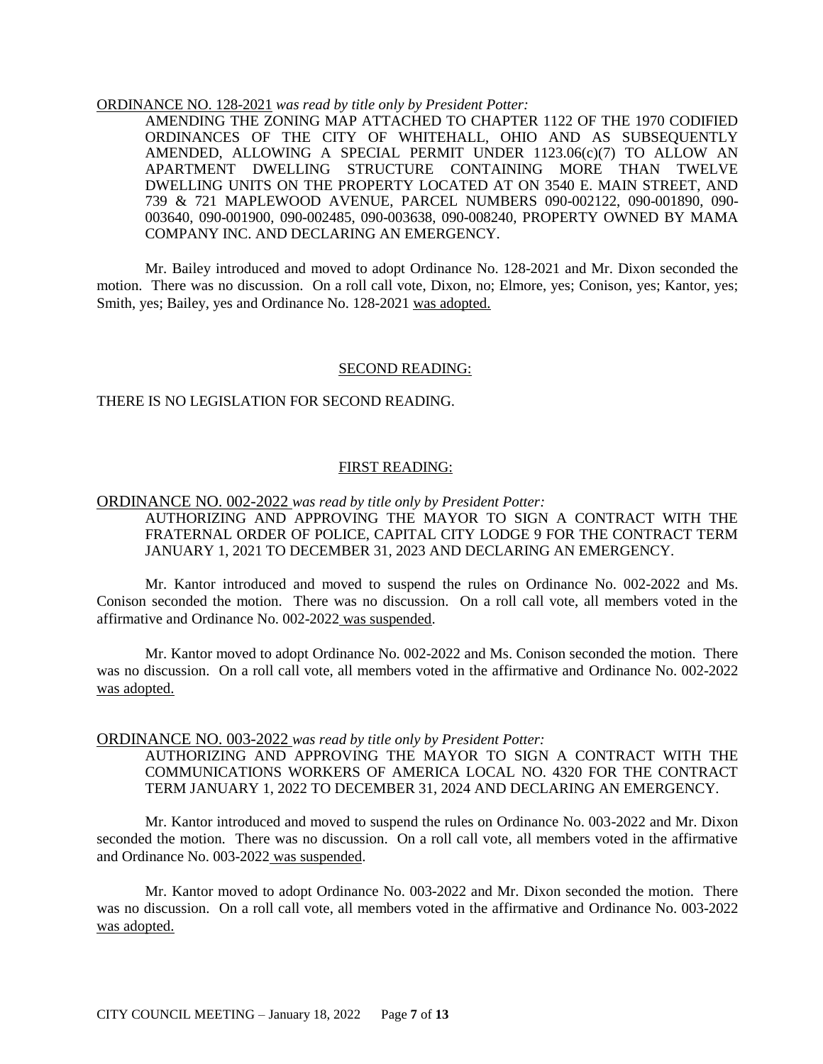ORDINANCE NO. 128-2021 *was read by title only by President Potter:*

AMENDING THE ZONING MAP ATTACHED TO CHAPTER 1122 OF THE 1970 CODIFIED ORDINANCES OF THE CITY OF WHITEHALL, OHIO AND AS SUBSEQUENTLY AMENDED, ALLOWING A SPECIAL PERMIT UNDER 1123.06(c)(7) TO ALLOW AN APARTMENT DWELLING STRUCTURE CONTAINING MORE THAN TWELVE DWELLING UNITS ON THE PROPERTY LOCATED AT ON 3540 E. MAIN STREET, AND 739 & 721 MAPLEWOOD AVENUE, PARCEL NUMBERS 090-002122, 090-001890, 090-003640, 090-001900, 090-002485, 090-003638, 090-008240, PROPERTY OWNED BY MAMA COMPANY INC. AND DECLARING AN EMERGENCY.

Mr. Bailey introduced and moved to adopt Ordinance No. 128-2021 and Mr. Dixon seconded the motion. There was no discussion. On a roll call vote, Dixon, no; Elmore, yes; Conison, yes; Kantor, yes; Smith, yes; Bailey, yes and Ordinance No. 128-2021 was adopted.

## SECOND READING:

THERE IS NO LEGISLATION FOR SECOND READING.

## FIRST READING:

ORDINANCE NO. 002-2022 *was read by title only by President Potter:*

AUTHORIZING AND APPROVING THE MAYOR TO SIGN A CONTRACT WITH THE FRATERNAL ORDER OF POLICE, CAPITAL CITY LODGE 9 FOR THE CONTRACT TERM JANUARY 1, 2021 TO DECEMBER 31, 2023 AND DECLARING AN EMERGENCY.

Mr. Kantor introduced and moved to suspend the rules on Ordinance No. 002-2022 and Ms. Conison seconded the motion. There was no discussion. On a roll call vote, all members voted in the affirmative and Ordinance No. 002-2022 was suspended.

Mr. Kantor moved to adopt Ordinance No. 002-2022 and Ms. Conison seconded the motion. There was no discussion. On a roll call vote, all members voted in the affirmative and Ordinance No. 002-2022 was adopted.

ORDINANCE NO. 003-2022 *was read by title only by President Potter:*

AUTHORIZING AND APPROVING THE MAYOR TO SIGN A CONTRACT WITH THE COMMUNICATIONS WORKERS OF AMERICA LOCAL NO. 4320 FOR THE CONTRACT TERM JANUARY 1, 2022 TO DECEMBER 31, 2024 AND DECLARING AN EMERGENCY.

Mr. Kantor introduced and moved to suspend the rules on Ordinance No. 003-2022 and Mr. Dixon seconded the motion. There was no discussion. On a roll call vote, all members voted in the affirmative and Ordinance No. 003-2022 was suspended.

Mr. Kantor moved to adopt Ordinance No. 003-2022 and Mr. Dixon seconded the motion. There was no discussion. On a roll call vote, all members voted in the affirmative and Ordinance No. 003-2022 was adopted.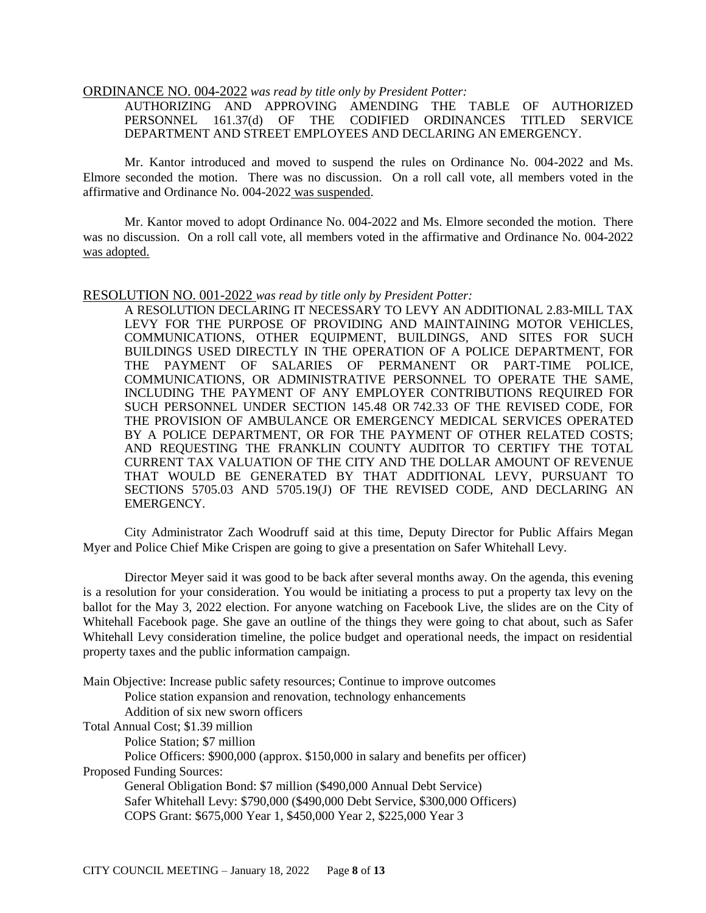ORDINANCE NO. 004-2022 *was read by title only by President Potter:*

AUTHORIZING AND APPROVING AMENDING THE TABLE OF AUTHORIZED PERSONNEL 161.37(d) OF THE CODIFIED ORDINANCES TITLED SERVICE DEPARTMENT AND STREET EMPLOYEES AND DECLARING AN EMERGENCY.

Mr. Kantor introduced and moved to suspend the rules on Ordinance No. 004-2022 and Ms. Elmore seconded the motion. There was no discussion. On a roll call vote, all members voted in the affirmative and Ordinance No. 004-2022 was suspended.

Mr. Kantor moved to adopt Ordinance No. 004-2022 and Ms. Elmore seconded the motion. There was no discussion. On a roll call vote, all members voted in the affirmative and Ordinance No. 004-2022 was adopted.

RESOLUTION NO. 001-2022 *was read by title only by President Potter:*

A RESOLUTION DECLARING IT NECESSARY TO LEVY AN ADDITIONAL 2.83-MILL TAX LEVY FOR THE PURPOSE OF PROVIDING AND MAINTAINING MOTOR VEHICLES, COMMUNICATIONS, OTHER EQUIPMENT, BUILDINGS, AND SITES FOR SUCH BUILDINGS USED DIRECTLY IN THE OPERATION OF A POLICE DEPARTMENT, FOR THE PAYMENT OF SALARIES OF PERMANENT OR PART-TIME POLICE, COMMUNICATIONS, OR ADMINISTRATIVE PERSONNEL TO OPERATE THE SAME, INCLUDING THE PAYMENT OF ANY EMPLOYER CONTRIBUTIONS REQUIRED FOR SUCH PERSONNEL UNDER SECTION 145.48 OR 742.33 OF THE REVISED CODE, FOR THE PROVISION OF AMBULANCE OR EMERGENCY MEDICAL SERVICES OPERATED BY A POLICE DEPARTMENT, OR FOR THE PAYMENT OF OTHER RELATED COSTS; AND REQUESTING THE FRANKLIN COUNTY AUDITOR TO CERTIFY THE TOTAL CURRENT TAX VALUATION OF THE CITY AND THE DOLLAR AMOUNT OF REVENUE THAT WOULD BE GENERATED BY THAT ADDITIONAL LEVY, PURSUANT TO SECTIONS 5705.03 AND 5705.19(J) OF THE REVISED CODE, AND DECLARING AN EMERGENCY.

City Administrator Zach Woodruff said at this time, Deputy Director for Public Affairs Megan Myer and Police Chief Mike Crispen are going to give a presentation on Safer Whitehall Levy.

Director Meyer said it was good to be back after several months away. On the agenda, this evening is a resolution for your consideration. You would be initiating a process to put a property tax levy on the ballot for the May 3, 2022 election. For anyone watching on Facebook Live, the slides are on the City of Whitehall Facebook page. She gave an outline of the things they were going to chat about, such as Safer Whitehall Levy consideration timeline, the police budget and operational needs, the impact on residential property taxes and the public information campaign.

Main Objective: Increase public safety resources; Continue to improve outcomes
- Police station expansion and renovation, technology enhancements
- Addition of six new sworn officers

Total Annual Cost; $1.39 million
- Police Station; $7 million
- Police Officers: $900,000 (approx. $150,000 in salary and benefits per officer)

Proposed Funding Sources:
- General Obligation Bond: $7 million ($490,000 Annual Debt Service)
- Safer Whitehall Levy: $790,000 ($490,000 Debt Service, $300,000 Officers)
- COPS Grant: $675,000 Year 1, $450,000 Year 2, $225,000 Year 3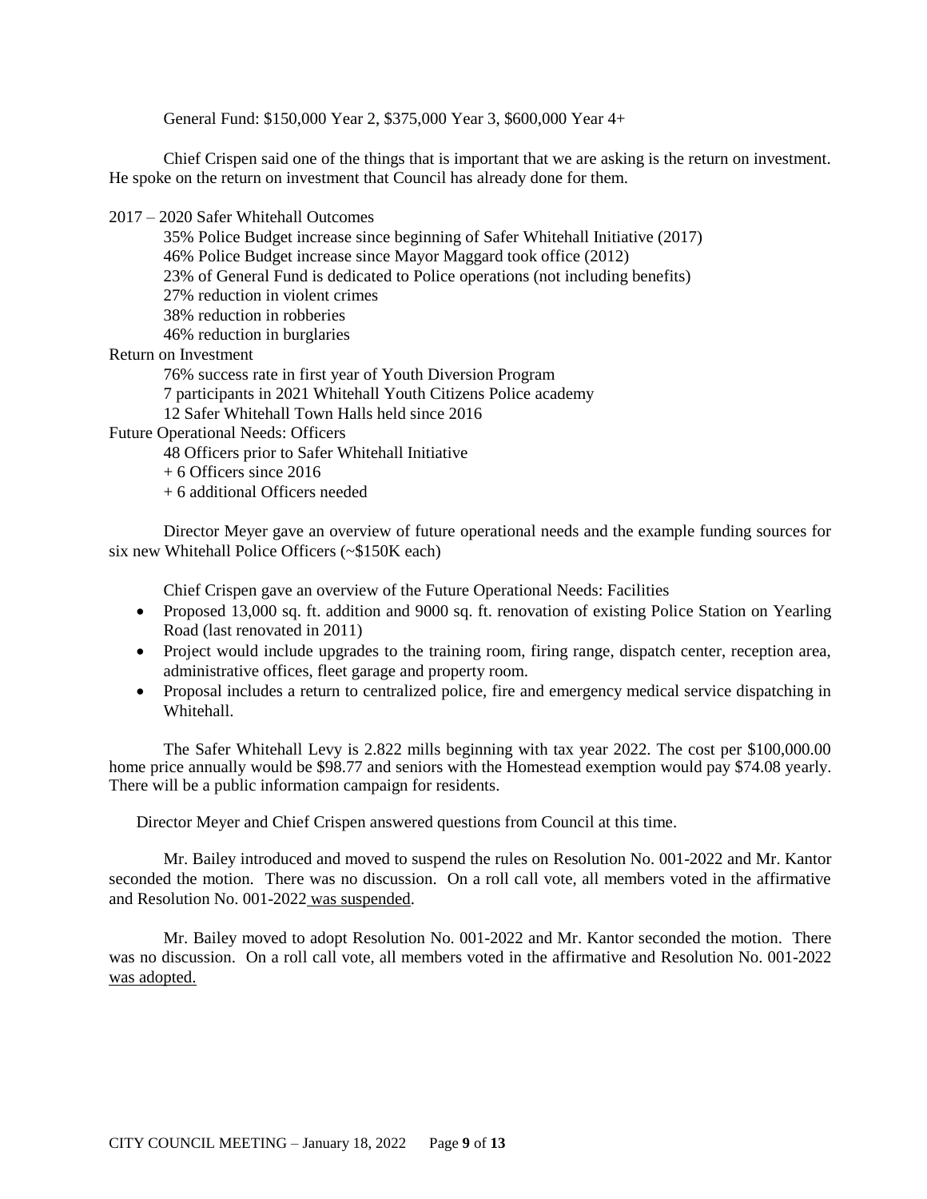General Fund: $150,000 Year 2, $375,000 Year 3, $600,000 Year 4+

Chief Crispen said one of the things that is important that we are asking is the return on investment. He spoke on the return on investment that Council has already done for them.

2017 – 2020 Safer Whitehall Outcomes

- 35% Police Budget increase since beginning of Safer Whitehall Initiative (2017)
- 46% Police Budget increase since Mayor Maggard took office (2012)
- 23% of General Fund is dedicated to Police operations (not including benefits)
- 27% reduction in violent crimes
- 38% reduction in robberies
- 46% reduction in burglaries

Return on Investment

- 76% success rate in first year of Youth Diversion Program
- 7 participants in 2021 Whitehall Youth Citizens Police academy
- 12 Safer Whitehall Town Halls held since 2016

Future Operational Needs: Officers

- 48 Officers prior to Safer Whitehall Initiative
- \+ 6 Officers since 2016
- \+ 6 additional Officers needed

Director Meyer gave an overview of future operational needs and the example funding sources for six new Whitehall Police Officers (~$150K each)

Chief Crispen gave an overview of the Future Operational Needs: Facilities

- Proposed 13,000 sq. ft. addition and 9000 sq. ft. renovation of existing Police Station on Yearling Road (last renovated in 2011)
- Project would include upgrades to the training room, firing range, dispatch center, reception area, administrative offices, fleet garage and property room.
- Proposal includes a return to centralized police, fire and emergency medical service dispatching in Whitehall.

The Safer Whitehall Levy is 2.822 mills beginning with tax year 2022. The cost per $100,000.00 home price annually would be $98.77 and seniors with the Homestead exemption would pay $74.08 yearly. There will be a public information campaign for residents.

Director Meyer and Chief Crispen answered questions from Council at this time.

Mr. Bailey introduced and moved to suspend the rules on Resolution No. 001-2022 and Mr. Kantor seconded the motion. There was no discussion. On a roll call vote, all members voted in the affirmative and Resolution No. 001-2022 was suspended.

Mr. Bailey moved to adopt Resolution No. 001-2022 and Mr. Kantor seconded the motion. There was no discussion. On a roll call vote, all members voted in the affirmative and Resolution No. 001-2022 was adopted.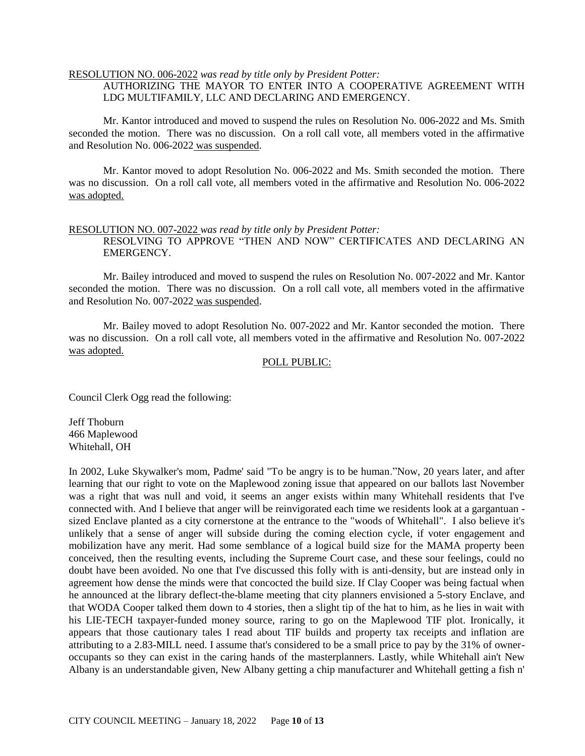RESOLUTION NO. 006-2022 *was read by title only by President Potter:*

AUTHORIZING THE MAYOR TO ENTER INTO A COOPERATIVE AGREEMENT WITH LDG MULTIFAMILY, LLC AND DECLARING AND EMERGENCY.

Mr. Kantor introduced and moved to suspend the rules on Resolution No. 006-2022 and Ms. Smith seconded the motion. There was no discussion. On a roll call vote, all members voted in the affirmative and Resolution No. 006-2022 was suspended.

Mr. Kantor moved to adopt Resolution No. 006-2022 and Ms. Smith seconded the motion. There was no discussion. On a roll call vote, all members voted in the affirmative and Resolution No. 006-2022 was adopted.

RESOLUTION NO. 007-2022 *was read by title only by President Potter:*

RESOLVING TO APPROVE "THEN AND NOW" CERTIFICATES AND DECLARING AN EMERGENCY.

Mr. Bailey introduced and moved to suspend the rules on Resolution No. 007-2022 and Mr. Kantor seconded the motion. There was no discussion. On a roll call vote, all members voted in the affirmative and Resolution No. 007-2022 was suspended.

Mr. Bailey moved to adopt Resolution No. 007-2022 and Mr. Kantor seconded the motion. There was no discussion. On a roll call vote, all members voted in the affirmative and Resolution No. 007-2022 was adopted.

POLL PUBLIC:

Council Clerk Ogg read the following:

Jeff Thoburn
466 Maplewood
Whitehall, OH

In 2002, Luke Skywalker's mom, Padme' said "To be angry is to be human."Now, 20 years later, and after learning that our right to vote on the Maplewood zoning issue that appeared on our ballots last November was a right that was null and void, it seems an anger exists within many Whitehall residents that I've connected with. And I believe that anger will be reinvigorated each time we residents look at a gargantuan - sized Enclave planted as a city cornerstone at the entrance to the "woods of Whitehall". I also believe it's unlikely that a sense of anger will subside during the coming election cycle, if voter engagement and mobilization have any merit. Had some semblance of a logical build size for the MAMA property been conceived, then the resulting events, including the Supreme Court case, and these sour feelings, could no doubt have been avoided. No one that I've discussed this folly with is anti-density, but are instead only in agreement how dense the minds were that concocted the build size. If Clay Cooper was being factual when he announced at the library deflect-the-blame meeting that city planners envisioned a 5-story Enclave, and that WODA Cooper talked them down to 4 stories, then a slight tip of the hat to him, as he lies in wait with his LIE-TECH taxpayer-funded money source, raring to go on the Maplewood TIF plot. Ironically, it appears that those cautionary tales I read about TIF builds and property tax receipts and inflation are attributing to a 2.83-MILL need. I assume that's considered to be a small price to pay by the 31% of owner-occupants so they can exist in the caring hands of the masterplanners. Lastly, while Whitehall ain't New Albany is an understandable given, New Albany getting a chip manufacturer and Whitehall getting a fish n'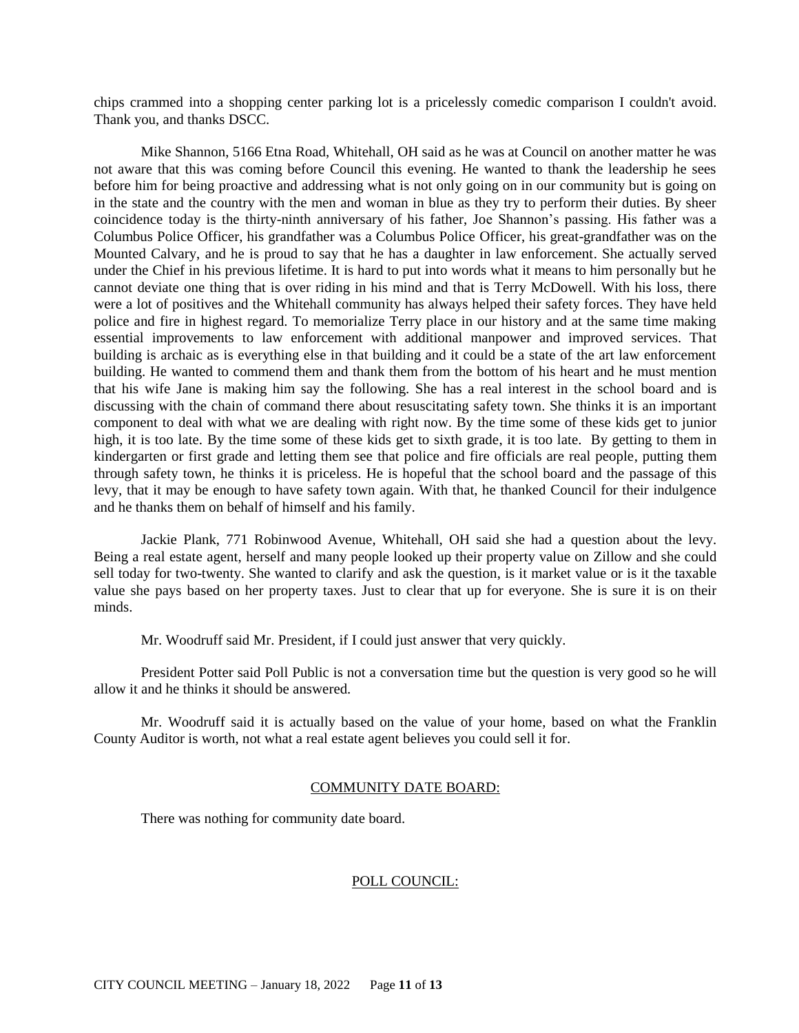chips crammed into a shopping center parking lot is a pricelessly comedic comparison I couldn't avoid. Thank you, and thanks DSCC.

Mike Shannon, 5166 Etna Road, Whitehall, OH said as he was at Council on another matter he was not aware that this was coming before Council this evening. He wanted to thank the leadership he sees before him for being proactive and addressing what is not only going on in our community but is going on in the state and the country with the men and woman in blue as they try to perform their duties. By sheer coincidence today is the thirty-ninth anniversary of his father, Joe Shannon's passing. His father was a Columbus Police Officer, his grandfather was a Columbus Police Officer, his great-grandfather was on the Mounted Calvary, and he is proud to say that he has a daughter in law enforcement. She actually served under the Chief in his previous lifetime. It is hard to put into words what it means to him personally but he cannot deviate one thing that is over riding in his mind and that is Terry McDowell. With his loss, there were a lot of positives and the Whitehall community has always helped their safety forces. They have held police and fire in highest regard. To memorialize Terry place in our history and at the same time making essential improvements to law enforcement with additional manpower and improved services. That building is archaic as is everything else in that building and it could be a state of the art law enforcement building. He wanted to commend them and thank them from the bottom of his heart and he must mention that his wife Jane is making him say the following. She has a real interest in the school board and is discussing with the chain of command there about resuscitating safety town. She thinks it is an important component to deal with what we are dealing with right now. By the time some of these kids get to junior high, it is too late. By the time some of these kids get to sixth grade, it is too late. By getting to them in kindergarten or first grade and letting them see that police and fire officials are real people, putting them through safety town, he thinks it is priceless. He is hopeful that the school board and the passage of this levy, that it may be enough to have safety town again. With that, he thanked Council for their indulgence and he thanks them on behalf of himself and his family.

Jackie Plank, 771 Robinwood Avenue, Whitehall, OH said she had a question about the levy. Being a real estate agent, herself and many people looked up their property value on Zillow and she could sell today for two-twenty. She wanted to clarify and ask the question, is it market value or is it the taxable value she pays based on her property taxes. Just to clear that up for everyone. She is sure it is on their minds.

Mr. Woodruff said Mr. President, if I could just answer that very quickly.

President Potter said Poll Public is not a conversation time but the question is very good so he will allow it and he thinks it should be answered.

Mr. Woodruff said it is actually based on the value of your home, based on what the Franklin County Auditor is worth, not what a real estate agent believes you could sell it for.

## COMMUNITY DATE BOARD:

There was nothing for community date board.

## POLL COUNCIL: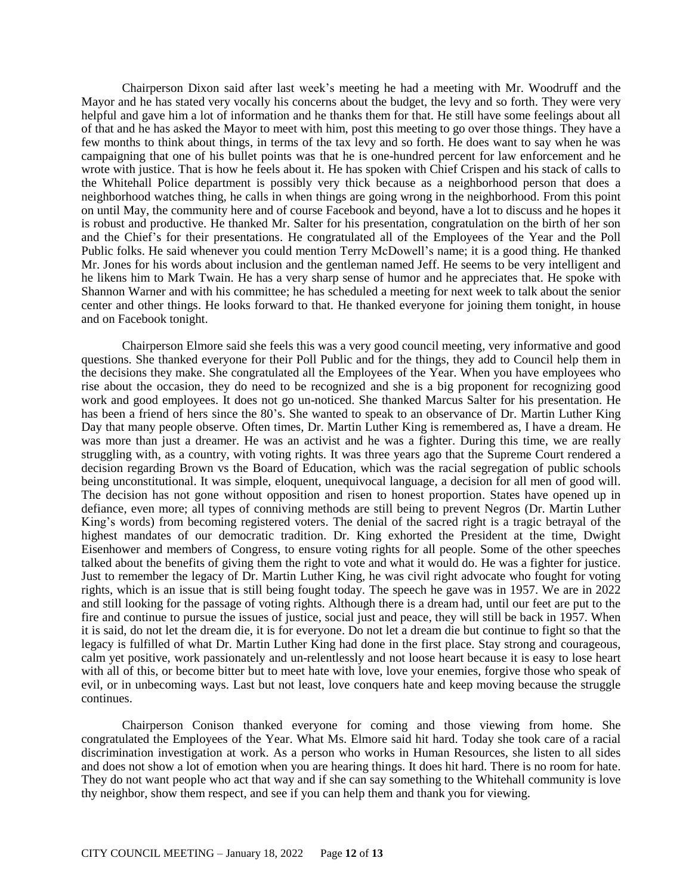Chairperson Dixon said after last week's meeting he had a meeting with Mr. Woodruff and the Mayor and he has stated very vocally his concerns about the budget, the levy and so forth. They were very helpful and gave him a lot of information and he thanks them for that. He still have some feelings about all of that and he has asked the Mayor to meet with him, post this meeting to go over those things. They have a few months to think about things, in terms of the tax levy and so forth. He does want to say when he was campaigning that one of his bullet points was that he is one-hundred percent for law enforcement and he wrote with justice. That is how he feels about it. He has spoken with Chief Crispen and his stack of calls to the Whitehall Police department is possibly very thick because as a neighborhood person that does a neighborhood watches thing, he calls in when things are going wrong in the neighborhood. From this point on until May, the community here and of course Facebook and beyond, have a lot to discuss and he hopes it is robust and productive. He thanked Mr. Salter for his presentation, congratulation on the birth of her son and the Chief's for their presentations. He congratulated all of the Employees of the Year and the Poll Public folks. He said whenever you could mention Terry McDowell's name; it is a good thing. He thanked Mr. Jones for his words about inclusion and the gentleman named Jeff. He seems to be very intelligent and he likens him to Mark Twain. He has a very sharp sense of humor and he appreciates that. He spoke with Shannon Warner and with his committee; he has scheduled a meeting for next week to talk about the senior center and other things. He looks forward to that. He thanked everyone for joining them tonight, in house and on Facebook tonight.

Chairperson Elmore said she feels this was a very good council meeting, very informative and good questions. She thanked everyone for their Poll Public and for the things, they add to Council help them in the decisions they make. She congratulated all the Employees of the Year. When you have employees who rise about the occasion, they do need to be recognized and she is a big proponent for recognizing good work and good employees. It does not go un-noticed. She thanked Marcus Salter for his presentation. He has been a friend of hers since the 80's. She wanted to speak to an observance of Dr. Martin Luther King Day that many people observe. Often times, Dr. Martin Luther King is remembered as, I have a dream. He was more than just a dreamer. He was an activist and he was a fighter. During this time, we are really struggling with, as a country, with voting rights. It was three years ago that the Supreme Court rendered a decision regarding Brown vs the Board of Education, which was the racial segregation of public schools being unconstitutional. It was simple, eloquent, unequivocal language, a decision for all men of good will. The decision has not gone without opposition and risen to honest proportion. States have opened up in defiance, even more; all types of conniving methods are still being to prevent Negros (Dr. Martin Luther King's words) from becoming registered voters. The denial of the sacred right is a tragic betrayal of the highest mandates of our democratic tradition. Dr. King exhorted the President at the time, Dwight Eisenhower and members of Congress, to ensure voting rights for all people. Some of the other speeches talked about the benefits of giving them the right to vote and what it would do. He was a fighter for justice. Just to remember the legacy of Dr. Martin Luther King, he was civil right advocate who fought for voting rights, which is an issue that is still being fought today. The speech he gave was in 1957. We are in 2022 and still looking for the passage of voting rights. Although there is a dream had, until our feet are put to the fire and continue to pursue the issues of justice, social just and peace, they will still be back in 1957. When it is said, do not let the dream die, it is for everyone. Do not let a dream die but continue to fight so that the legacy is fulfilled of what Dr. Martin Luther King had done in the first place. Stay strong and courageous, calm yet positive, work passionately and un-relentlessly and not loose heart because it is easy to lose heart with all of this, or become bitter but to meet hate with love, love your enemies, forgive those who speak of evil, or in unbecoming ways. Last but not least, love conquers hate and keep moving because the struggle continues.

Chairperson Conison thanked everyone for coming and those viewing from home. She congratulated the Employees of the Year. What Ms. Elmore said hit hard. Today she took care of a racial discrimination investigation at work. As a person who works in Human Resources, she listen to all sides and does not show a lot of emotion when you are hearing things. It does hit hard. There is no room for hate. They do not want people who act that way and if she can say something to the Whitehall community is love thy neighbor, show them respect, and see if you can help them and thank you for viewing.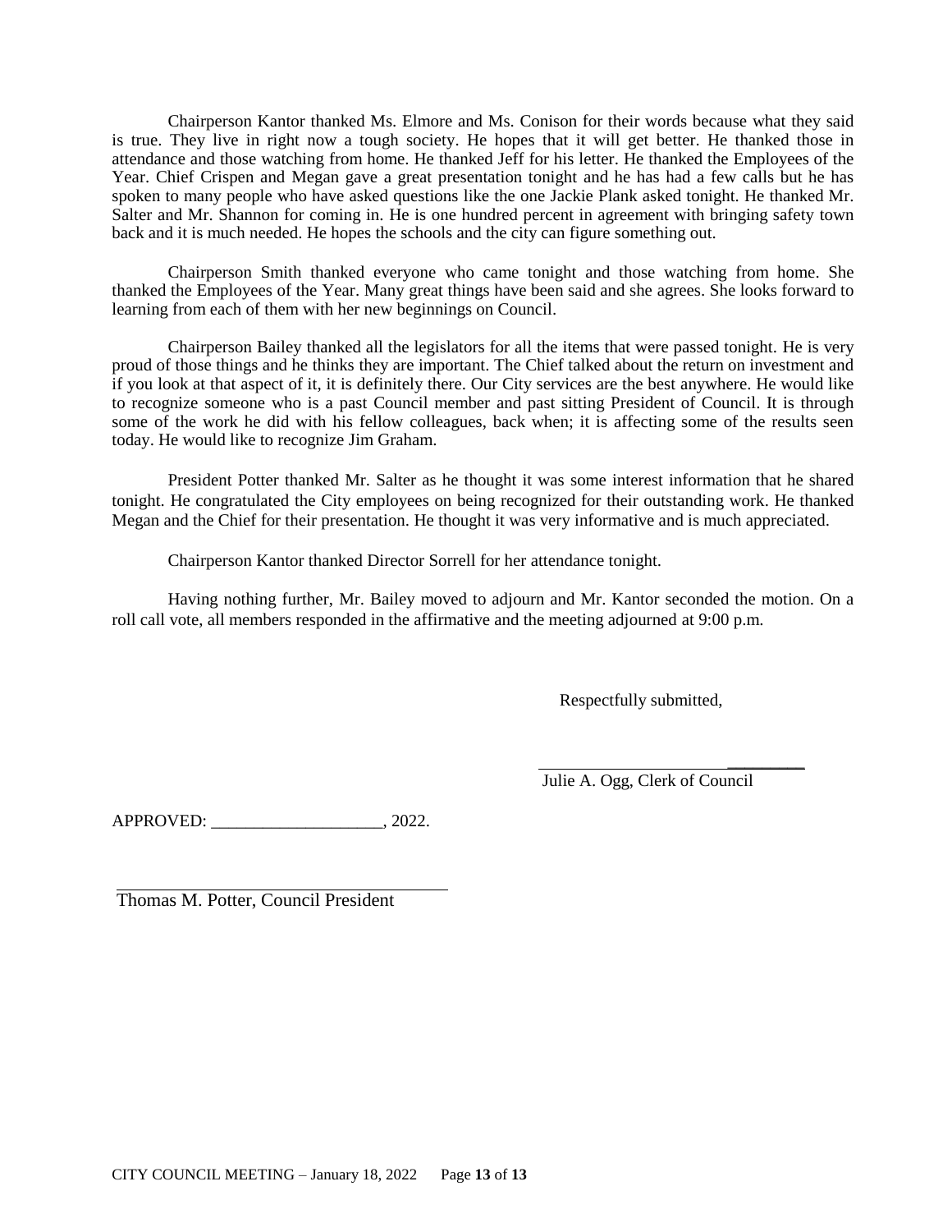Chairperson Kantor thanked Ms. Elmore and Ms. Conison for their words because what they said is true. They live in right now a tough society. He hopes that it will get better. He thanked those in attendance and those watching from home. He thanked Jeff for his letter. He thanked the Employees of the Year. Chief Crispen and Megan gave a great presentation tonight and he has had a few calls but he has spoken to many people who have asked questions like the one Jackie Plank asked tonight. He thanked Mr. Salter and Mr. Shannon for coming in. He is one hundred percent in agreement with bringing safety town back and it is much needed. He hopes the schools and the city can figure something out.

Chairperson Smith thanked everyone who came tonight and those watching from home. She thanked the Employees of the Year. Many great things have been said and she agrees. She looks forward to learning from each of them with her new beginnings on Council.

Chairperson Bailey thanked all the legislators for all the items that were passed tonight. He is very proud of those things and he thinks they are important. The Chief talked about the return on investment and if you look at that aspect of it, it is definitely there. Our City services are the best anywhere. He would like to recognize someone who is a past Council member and past sitting President of Council. It is through some of the work he did with his fellow colleagues, back when; it is affecting some of the results seen today. He would like to recognize Jim Graham.

President Potter thanked Mr. Salter as he thought it was some interest information that he shared tonight. He congratulated the City employees on being recognized for their outstanding work. He thanked Megan and the Chief for their presentation. He thought it was very informative and is much appreciated.

Chairperson Kantor thanked Director Sorrell for her attendance tonight.

Having nothing further, Mr. Bailey moved to adjourn and Mr. Kantor seconded the motion. On a roll call vote, all members responded in the affirmative and the meeting adjourned at 9:00 p.m.

Respectfully submitted,

\_\_\_\_\_\_\_\_\_\_\_\_\_\_\_\_\_\_\_\_\_\_\_\_\_\_\_\_\_\_\_\_

Julie A. Ogg, Clerk of Council

APPROVED: \_\_\_\_\_\_\_\_\_\_\_\_\_\_\_\_\_\_\_\_, 2022.

\_\_\_\_\_\_\_\_\_\_\_\_\_\_\_\_\_\_\_\_\_\_\_\_\_\_\_\_\_\_\_\_\_\_\_\_

Thomas M. Potter, Council President